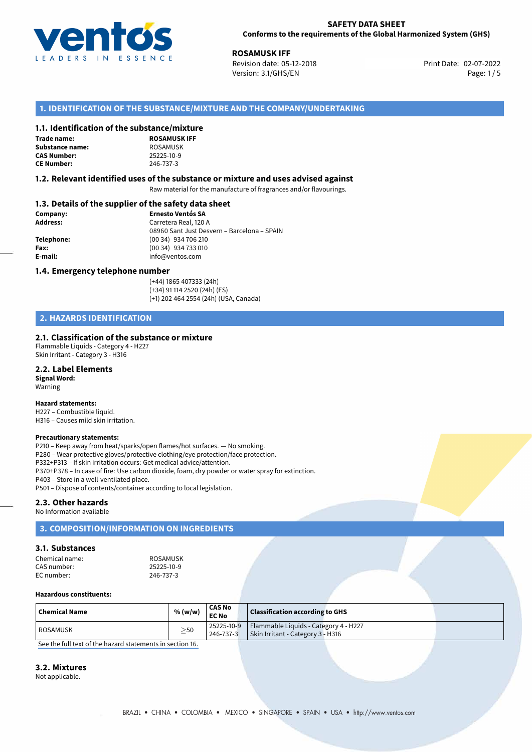# SAFETY DATA SHEET
**Conforms to the requirements of the Global Harmonized System (GHS)**

**ROSAMUSK IFF**
Revision date: 05-12-2018
Version: 3.1/GHS/EN

Print Date: 02-07-2022

## 1. IDENTIFICATION OF THE SUBSTANCE/MIXTURE AND THE COMPANY/UNDERTAKING

### 1.1. Identification of the substance/mixture

**Trade name:** **ROSAMUSK IFF**
**Substance name:** ROSAMUSK
**CAS Number:** 25225-10-9
**CE Number:** 246-737-3

### 1.2. Relevant identified uses of the substance or mixture and uses advised against

Raw material for the manufacture of fragrances and/or flavourings.

### 1.3. Details of the supplier of the safety data sheet

**Company:** **Ernesto Ventós SA**
**Address:** Carretera Real, 120 A
08960 Sant Just Desvern – Barcelona – SPAIN
**Telephone:** (00 34) 934 706 210
**Fax:** (00 34) 934 733 010
**E-mail:** info@ventos.com

### 1.4. Emergency telephone number

(+44) 1865 407333 (24h)
(+34) 91 114 2520 (24h) (ES)
(+1) 202 464 2554 (24h) (USA, Canada)

## 2. HAZARDS IDENTIFICATION

### 2.1. Classification of the substance or mixture

Flammable Liquids - Category 4 - H227
Skin Irritant - Category 3 - H316

### 2.2. Label Elements

**Signal Word:**
Warning

**Hazard statements:**
H227 – Combustible liquid.
H316 – Causes mild skin irritation.

**Precautionary statements:**
P210 – Keep away from heat/sparks/open flames/hot surfaces. — No smoking.
P280 – Wear protective gloves/protective clothing/eye protection/face protection.
P332+P313 – If skin irritation occurs: Get medical advice/attention.
P370+P378 – In case of fire: Use carbon dioxide, foam, dry powder or water spray for extinction.
P403 – Store in a well-ventilated place.
P501 – Dispose of contents/container according to local legislation.

### 2.3. Other hazards

No Information available

## 3. COMPOSITION/INFORMATION ON INGREDIENTS

### 3.1. Substances

Chemical name: ROSAMUSK
CAS number: 25225-10-9
EC number: 246-737-3

**Hazardous constituents:**

| Chemical Name | % (w/w) | CAS No EC No | Classification according to GHS |
|---|---|---|---|
| ROSAMUSK | $\geq$50 | 25225-10-9 246-737-3 | Flammable Liquids - Category 4 - H227 Skin Irritant - Category 3 - H316 |

See the full text of the hazard statements in section 16.

### 3.2. Mixtures

Not applicable.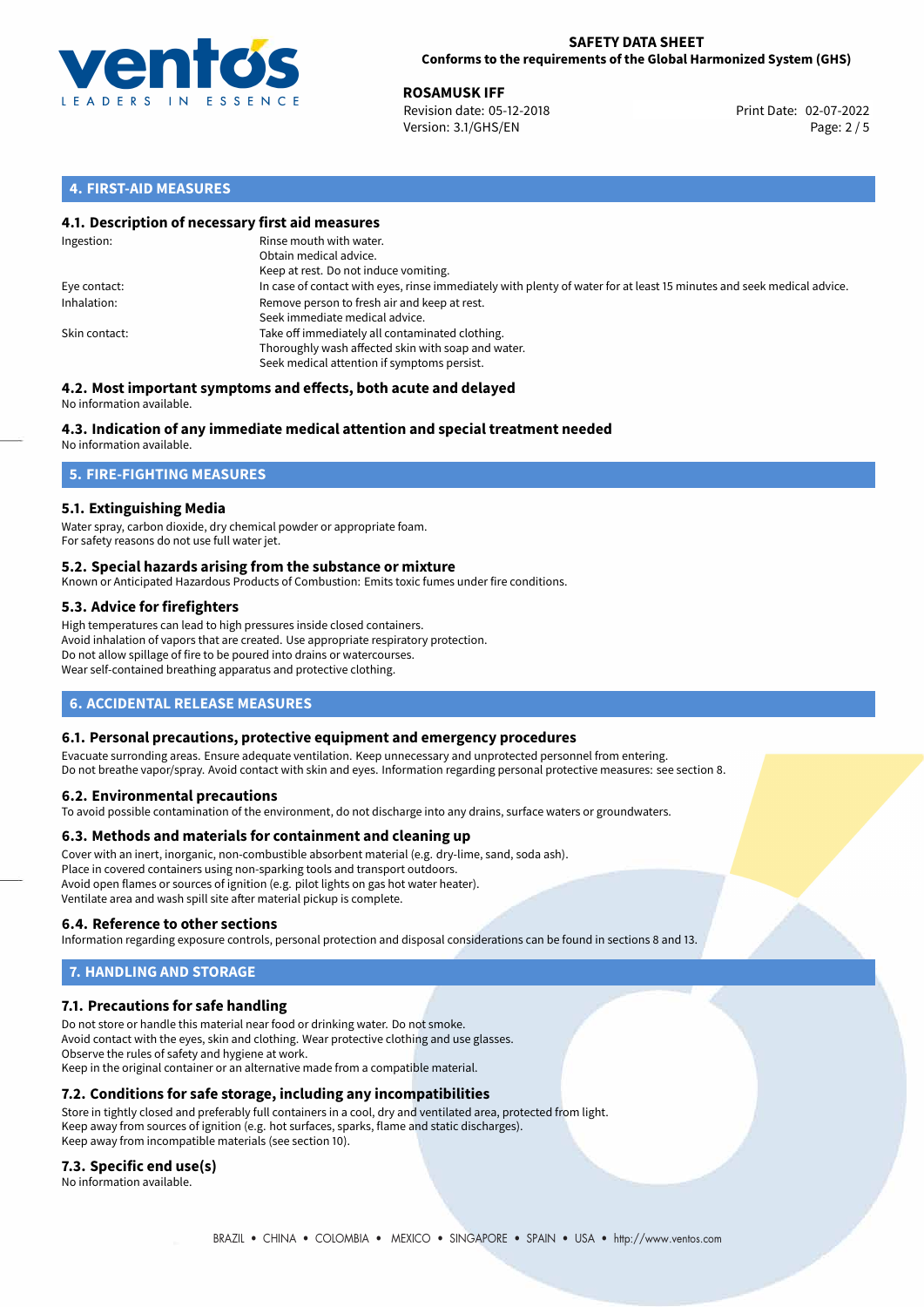## 4. FIRST-AID MEASURES

### 4.1. Description of necessary first aid measures

| | |
|---|---|
| Ingestion: | Rinse mouth with water.<br>Obtain medical advice.<br>Keep at rest. Do not induce vomiting. |
| Eye contact: | In case of contact with eyes, rinse immediately with plenty of water for at least 15 minutes and seek medical advice. |
| Inhalation: | Remove person to fresh air and keep at rest.<br>Seek immediate medical advice. |
| Skin contact: | Take off immediately all contaminated clothing.<br>Thoroughly wash affected skin with soap and water.<br>Seek medical attention if symptoms persist. |

### 4.2. Most important symptoms and effects, both acute and delayed

No information available.

### 4.3. Indication of any immediate medical attention and special treatment needed

No information available.

## 5. FIRE-FIGHTING MEASURES

### 5.1. Extinguishing Media

Water spray, carbon dioxide, dry chemical powder or appropriate foam.
For safety reasons do not use full water jet.

### 5.2. Special hazards arising from the substance or mixture

Known or Anticipated Hazardous Products of Combustion: Emits toxic fumes under fire conditions.

### 5.3. Advice for firefighters

High temperatures can lead to high pressures inside closed containers.
Avoid inhalation of vapors that are created. Use appropriate respiratory protection.
Do not allow spillage of fire to be poured into drains or watercourses.
Wear self-contained breathing apparatus and protective clothing.

## 6. ACCIDENTAL RELEASE MEASURES

### 6.1. Personal precautions, protective equipment and emergency procedures

Evacuate surronding areas. Ensure adequate ventilation. Keep unnecessary and unprotected personnel from entering.
Do not breathe vapor/spray. Avoid contact with skin and eyes. Information regarding personal protective measures: see section 8.

### 6.2. Environmental precautions

To avoid possible contamination of the environment, do not discharge into any drains, surface waters or groundwaters.

### 6.3. Methods and materials for containment and cleaning up

Cover with an inert, inorganic, non-combustible absorbent material (e.g. dry-lime, sand, soda ash).
Place in covered containers using non-sparking tools and transport outdoors.
Avoid open flames or sources of ignition (e.g. pilot lights on gas hot water heater).
Ventilate area and wash spill site after material pickup is complete.

### 6.4. Reference to other sections

Information regarding exposure controls, personal protection and disposal considerations can be found in sections 8 and 13.

## 7. HANDLING AND STORAGE

### 7.1. Precautions for safe handling

Do not store or handle this material near food or drinking water. Do not smoke.
Avoid contact with the eyes, skin and clothing. Wear protective clothing and use glasses.
Observe the rules of safety and hygiene at work.
Keep in the original container or an alternative made from a compatible material.

### 7.2. Conditions for safe storage, including any incompatibilities

Store in tightly closed and preferably full containers in a cool, dry and ventilated area, protected from light.
Keep away from sources of ignition (e.g. hot surfaces, sparks, flame and static discharges).
Keep away from incompatible materials (see section 10).

### 7.3. Specific end use(s)

No information available.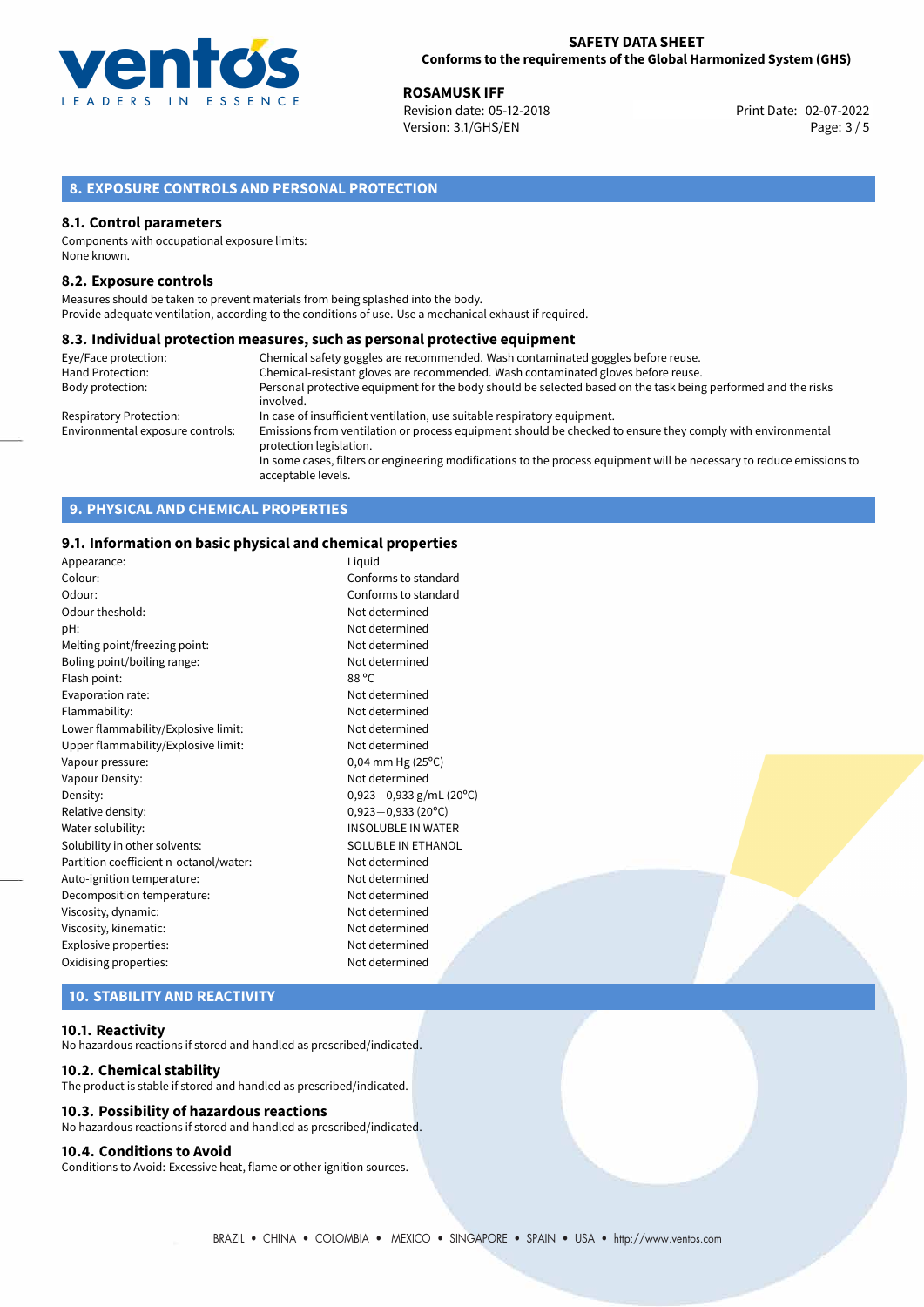## 8. EXPOSURE CONTROLS AND PERSONAL PROTECTION

### 8.1. Control parameters

Components with occupational exposure limits:
None known.

### 8.2. Exposure controls

Measures should be taken to prevent materials from being splashed into the body.
Provide adequate ventilation, according to the conditions of use. Use a mechanical exhaust if required.

### 8.3. Individual protection measures, such as personal protective equipment

| | |
|---|---|
| Eye/Face protection: | Chemical safety goggles are recommended. Wash contaminated goggles before reuse. |
| Hand Protection: | Chemical-resistant gloves are recommended. Wash contaminated gloves before reuse. |
| Body protection: | Personal protective equipment for the body should be selected based on the task being performed and the risks involved. |
| Respiratory Protection: | In case of insufficient ventilation, use suitable respiratory equipment. |
| Environmental exposure controls: | Emissions from ventilation or process equipment should be checked to ensure they comply with environmental protection legislation. In some cases, filters or engineering modifications to the process equipment will be necessary to reduce emissions to acceptable levels. |

## 9. PHYSICAL AND CHEMICAL PROPERTIES

### 9.1. Information on basic physical and chemical properties

| | |
|---|---|
| Appearance: | Liquid |
| Colour: | Conforms to standard |
| Odour: | Conforms to standard |
| Odour theshold: | Not determined |
| pH: | Not determined |
| Melting point/freezing point: | Not determined |
| Boling point/boiling range: | Not determined |
| Flash point: | 88 °C |
| Evaporation rate: | Not determined |
| Flammability: | Not determined |
| Lower flammability/Explosive limit: | Not determined |
| Upper flammability/Explosive limit: | Not determined |
| Vapour pressure: | 0,04 mm Hg (25°C) |
| Vapour Density: | Not determined |
| Density: | 0,923−0,933 g/mL (20°C) |
| Relative density: | 0,923−0,933 (20°C) |
| Water solubility: | INSOLUBLE IN WATER |
| Solubility in other solvents: | SOLUBLE IN ETHANOL |
| Partition coefficient n-octanol/water: | Not determined |
| Auto-ignition temperature: | Not determined |
| Decomposition temperature: | Not determined |
| Viscosity, dynamic: | Not determined |
| Viscosity, kinematic: | Not determined |
| Explosive properties: | Not determined |
| Oxidising properties: | Not determined |

## 10. STABILITY AND REACTIVITY

### 10.1. Reactivity

No hazardous reactions if stored and handled as prescribed/indicated.

### 10.2. Chemical stability

The product is stable if stored and handled as prescribed/indicated.

### 10.3. Possibility of hazardous reactions

No hazardous reactions if stored and handled as prescribed/indicated.

### 10.4. Conditions to Avoid

Conditions to Avoid: Excessive heat, flame or other ignition sources.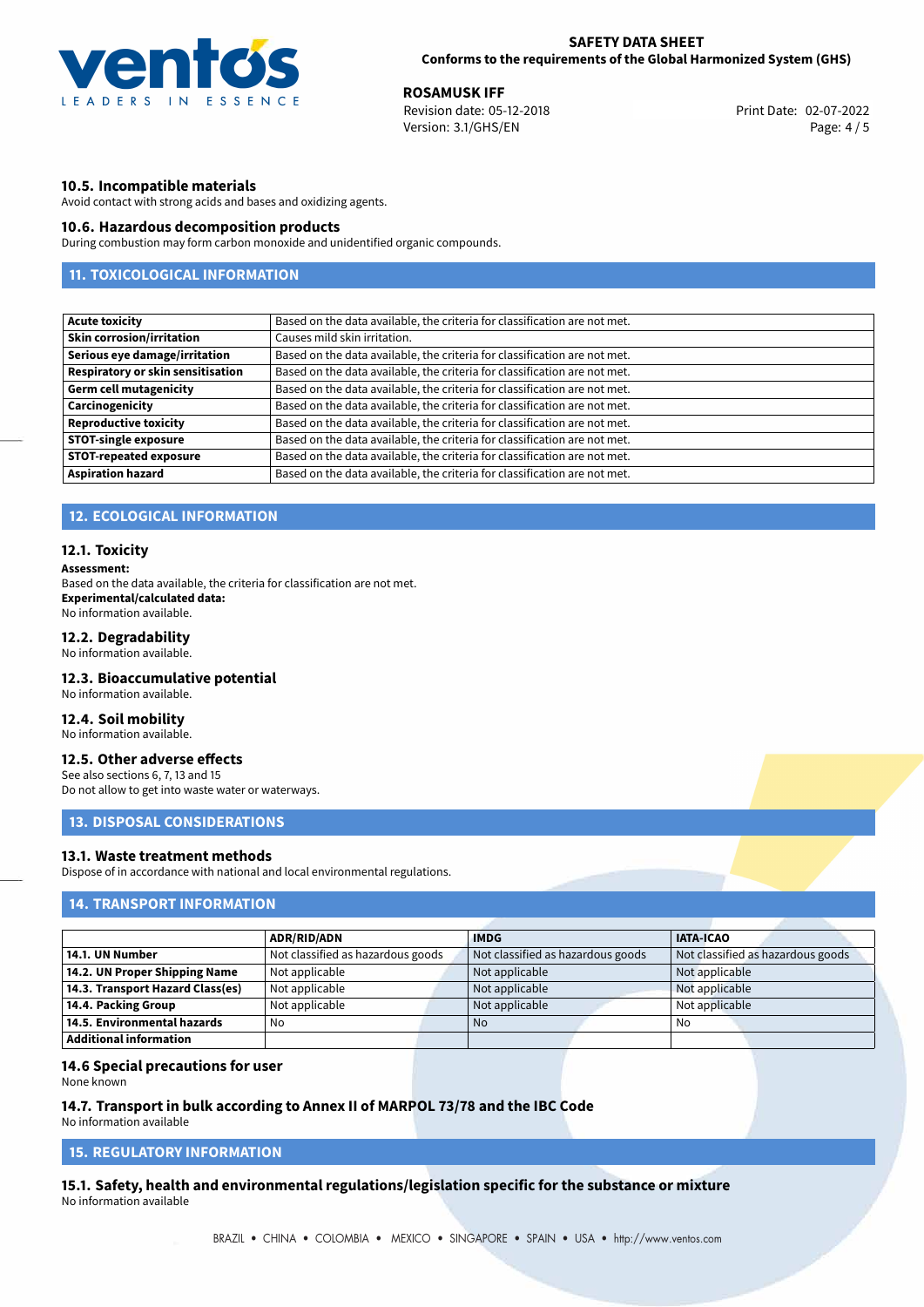### 10.5. Incompatible materials

Avoid contact with strong acids and bases and oxidizing agents.

### 10.6. Hazardous decomposition products

During combustion may form carbon monoxide and unidentified organic compounds.

## 11. TOXICOLOGICAL INFORMATION

| | |
|---|---|
| **Acute toxicity** | Based on the data available, the criteria for classification are not met. |
| **Skin corrosion/irritation** | Causes mild skin irritation. |
| **Serious eye damage/irritation** | Based on the data available, the criteria for classification are not met. |
| **Respiratory or skin sensitisation** | Based on the data available, the criteria for classification are not met. |
| **Germ cell mutagenicity** | Based on the data available, the criteria for classification are not met. |
| **Carcinogenicity** | Based on the data available, the criteria for classification are not met. |
| **Reproductive toxicity** | Based on the data available, the criteria for classification are not met. |
| **STOT-single exposure** | Based on the data available, the criteria for classification are not met. |
| **STOT-repeated exposure** | Based on the data available, the criteria for classification are not met. |
| **Aspiration hazard** | Based on the data available, the criteria for classification are not met. |

## 12. ECOLOGICAL INFORMATION

### 12.1. Toxicity

**Assessment:**
Based on the data available, the criteria for classification are not met.
**Experimental/calculated data:**
No information available.

### 12.2. Degradability

No information available.

### 12.3. Bioaccumulative potential

No information available.

### 12.4. Soil mobility

No information available.

### 12.5. Other adverse effects

See also sections 6, 7, 13 and 15
Do not allow to get into waste water or waterways.

## 13. DISPOSAL CONSIDERATIONS

### 13.1. Waste treatment methods

Dispose of in accordance with national and local environmental regulations.

## 14. TRANSPORT INFORMATION

| | ADR/RID/ADN | IMDG | IATA-ICAO |
|---|---|---|---|
| **14.1. UN Number** | Not classified as hazardous goods | Not classified as hazardous goods | Not classified as hazardous goods |
| **14.2. UN Proper Shipping Name** | Not applicable | Not applicable | Not applicable |
| **14.3. Transport Hazard Class(es)** | Not applicable | Not applicable | Not applicable |
| **14.4. Packing Group** | Not applicable | Not applicable | Not applicable |
| **14.5. Environmental hazards** | No | No | No |
| **Additional information** | | | |

### 14.6 Special precautions for user

None known

### 14.7. Transport in bulk according to Annex II of MARPOL 73/78 and the IBC Code

No information available

## 15. REGULATORY INFORMATION

### 15.1. Safety, health and environmental regulations/legislation specific for the substance or mixture

No information available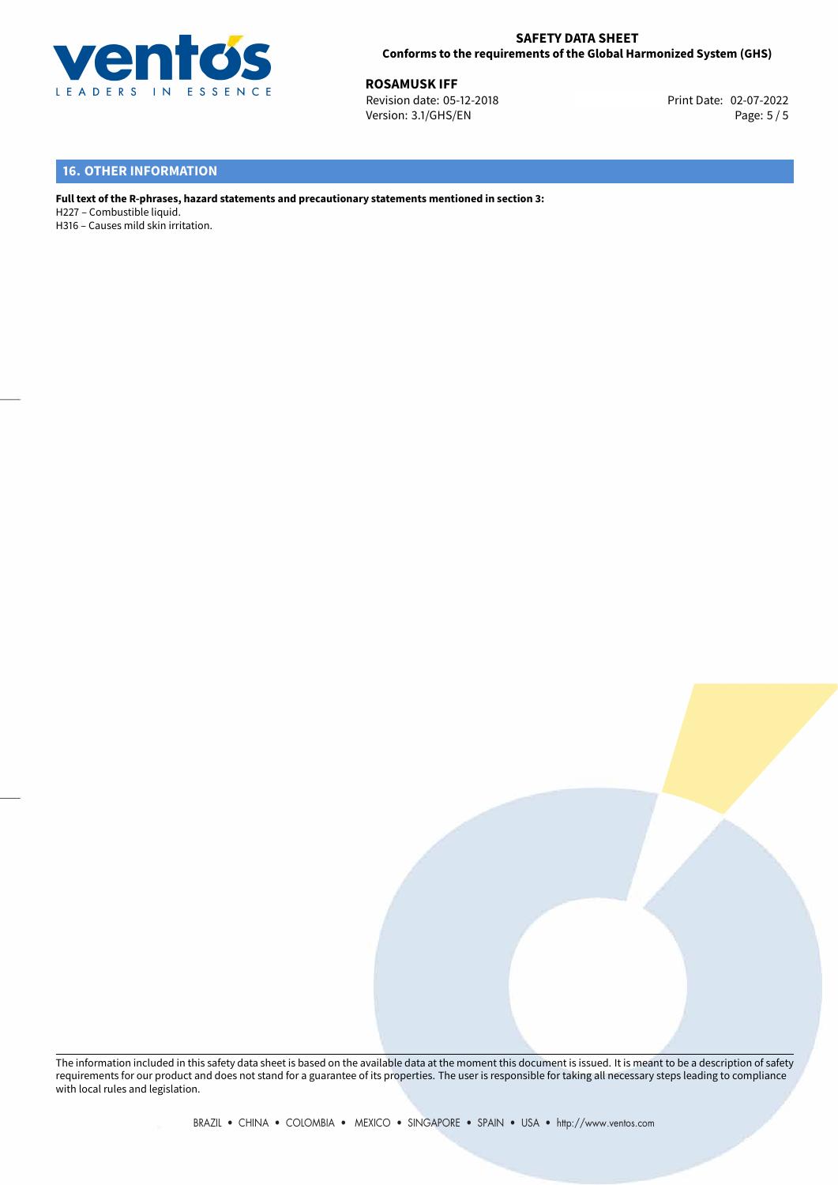## 16. OTHER INFORMATION

**Full text of the R-phrases, hazard statements and precautionary statements mentioned in section 3:**
H227 – Combustible liquid.
H316 – Causes mild skin irritation.

The information included in this safety data sheet is based on the available data at the moment this document is issued. It is meant to be a description of safety requirements for our product and does not stand for a guarantee of its properties. The user is responsible for taking all necessary steps leading to compliance with local rules and legislation.